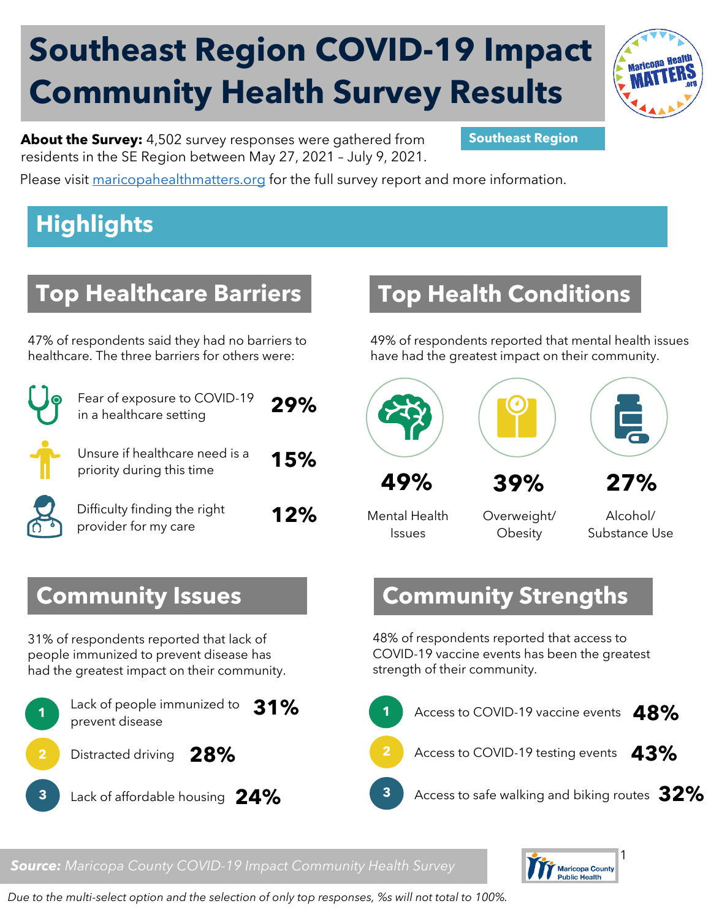# Southeast Region COVID-19 Impact Community Health Survey Results

**About the Survey:** 4,502 survey responses were gathered from residents in the SE Region between May 27, 2021 – July 9, 2021.

**Southeast Region**

Please visit maricopahealthmatters.org for the full survey report and more information.

## Highlights

### Top Healthcare Barriers

47% of respondents said they had no barriers to healthcare. The three barriers for others were:

- Fear of exposure to COVID-19 in a healthcare setting **29%**
- Unsure if healthcare need is a priority during this time **15%**
- Difficulty finding the right provider for my care **12%**

### Top Health Conditions

49% of respondents reported that mental health issues have had the greatest impact on their community.

- **49%** Mental Health Issues
- **39%** Overweight/ Obesity
- **27%** Alcohol/ Substance Use

### Community Issues

31% of respondents reported that lack of people immunized to prevent disease has had the greatest impact on their community.

1. Lack of people immunized to prevent disease **31%**
2. Distracted driving **28%**
3. Lack of affordable housing **24%**

### Community Strengths

48% of respondents reported that access to COVID-19 vaccine events has been the greatest strength of their community.

1. Access to COVID-19 vaccine events **48%**
2. Access to COVID-19 testing events **43%**
3. Access to safe walking and biking routes **32%**

***Source:** Maricopa County COVID-19 Impact Community Health Survey*

*Due to the multi-select option and the selection of only top responses, %s will not total to 100%.*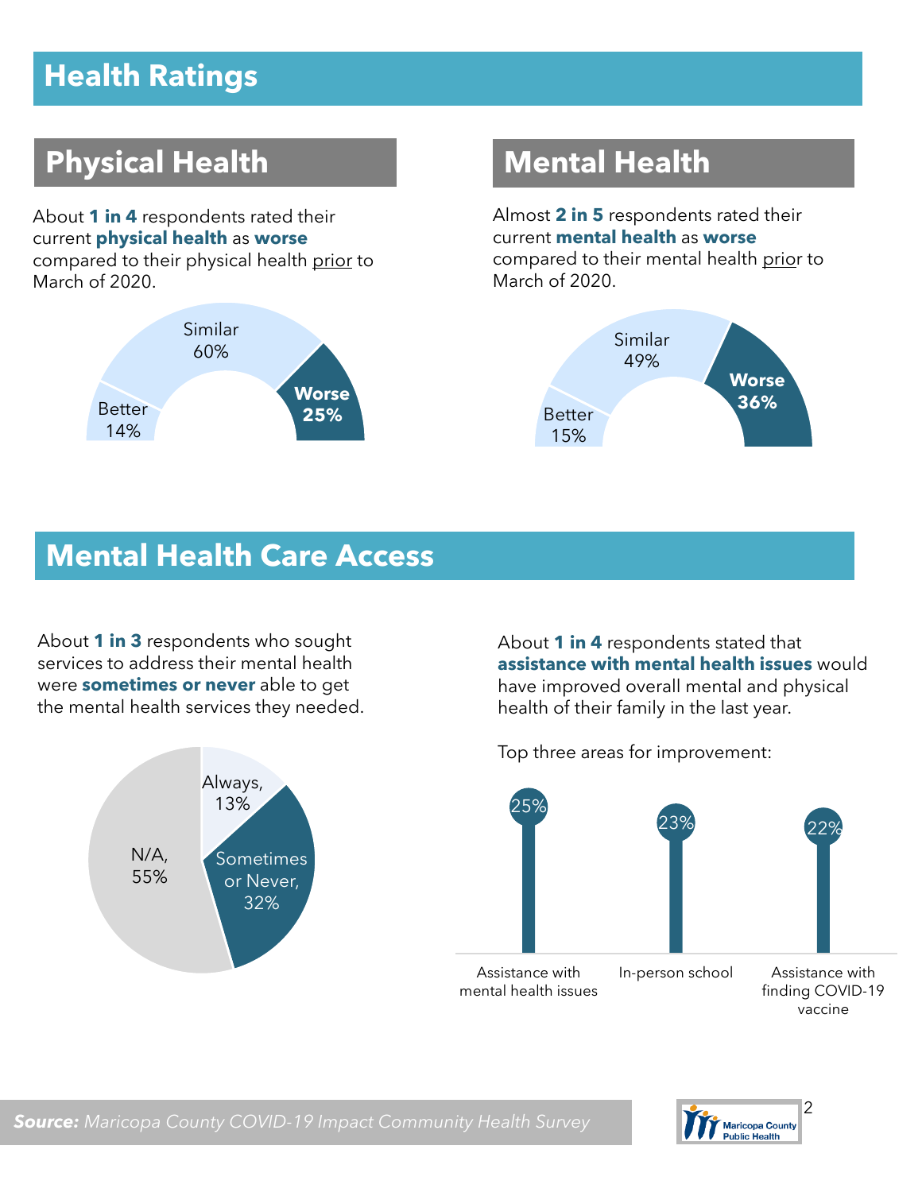# Health Ratings

## Physical Health

About **1 in 4** respondents rated their current **physical health** as **worse** compared to their physical health prior to March of 2020.

| Rating | Percent |
|---|---|
| Better | 14% |
| Similar | 60% |
| **Worse** | **25%** |

## Mental Health

Almost **2 in 5** respondents rated their current **mental health** as **worse** compared to their mental health prior to March of 2020.

| Rating | Percent |
|---|---|
| Better | 15% |
| Similar | 49% |
| **Worse** | **36%** |

# Mental Health Care Access

About **1 in 3** respondents who sought services to address their mental health were **sometimes or never** able to get the mental health services they needed.

| Response | Percent |
|---|---|
| Always | 13% |
| Sometimes or Never | 32% |
| N/A | 55% |

About **1 in 4** respondents stated that **assistance with mental health issues** would have improved overall mental and physical health of their family in the last year.

Top three areas for improvement:

| Area | Percent |
|---|---|
| Assistance with mental health issues | 25% |
| In-person school | 23% |
| Assistance with finding COVID-19 vaccine | 22% |

***Source:*** *Maricopa County COVID-19 Impact Community Health Survey*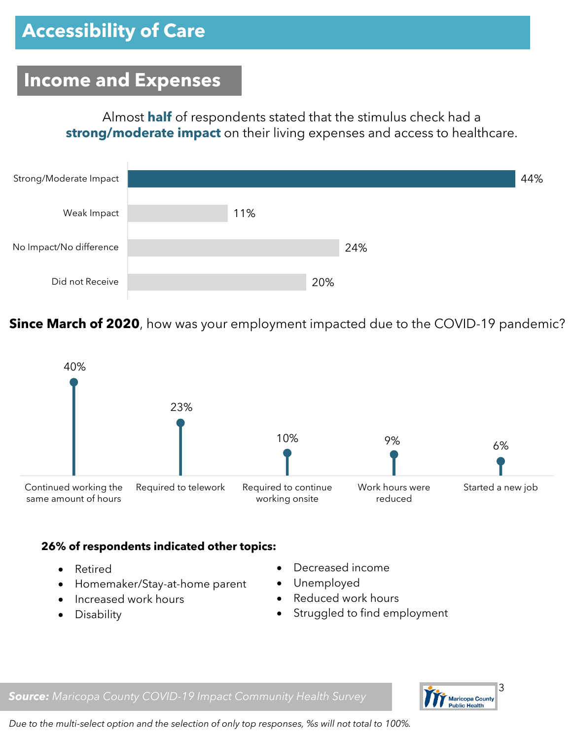# Accessibility of Care

## Income and Expenses

Almost **half** of respondents stated that the stimulus check had a **strong/moderate impact** on their living expenses and access to healthcare.

| Response | % |
|---|---|
| Strong/Moderate Impact | 44% |
| Weak Impact | 11% |
| No Impact/No difference | 24% |
| Did not Receive | 20% |

**Since March of 2020**, how was your employment impacted due to the COVID-19 pandemic?

| Response | % |
|---|---|
| Continued working the same amount of hours | 40% |
| Required to telework | 23% |
| Required to continue working onsite | 10% |
| Work hours were reduced | 9% |
| Started a new job | 6% |

**26% of respondents indicated other topics:**

- Retired
- Homemaker/Stay-at-home parent
- Increased work hours
- Disability
- Decreased income
- Unemployed
- Reduced work hours
- Struggled to find employment

***Source:*** *Maricopa County COVID-19 Impact Community Health Survey*

*Due to the multi-select option and the selection of only top responses, %s will not total to 100%.*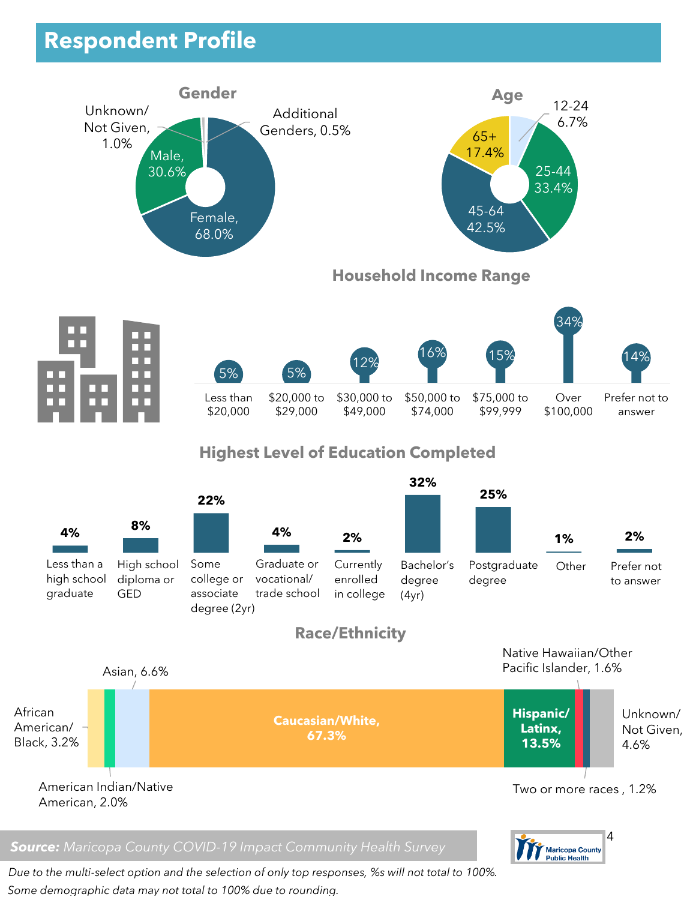# Respondent Profile

## Gender

Female, 68.0%

Male, 30.6%

Unknown/ Not Given, 1.0%

Additional Genders, 0.5%

## Age

12-24 6.7%

25-44 33.4%

45-64 42.5%

65+ 17.4%

## Household Income Range

5% Less than $20,000

5% $20,000 to $29,000

12% $30,000 to $49,000

16% $50,000 to $74,000

15% $75,000 to $99,999

34% Over $100,000

14% Prefer not to answer

## Highest Level of Education Completed

4% Less than a high school graduate

8% High school diploma or GED

22% Some college or associate degree (2yr)

4% Graduate or vocational/ trade school

2% Currently enrolled in college

32% Bachelor's degree (4yr)

25% Postgraduate degree

1% Other

2% Prefer not to answer

## Race/Ethnicity

African American/ Black, 3.2%

American Indian/Native American, 2.0%

Asian, 6.6%

Caucasian/White, 67.3%

Hispanic/ Latinx, 13.5%

Native Hawaiian/Other Pacific Islander, 1.6%

Two or more races , 1.2%

Unknown/ Not Given, 4.6%

***Source:*** *Maricopa County COVID-19 Impact Community Health Survey*

*Due to the multi-select option and the selection of only top responses, %s will not total to 100%. Some demographic data may not total to 100% due to rounding.*